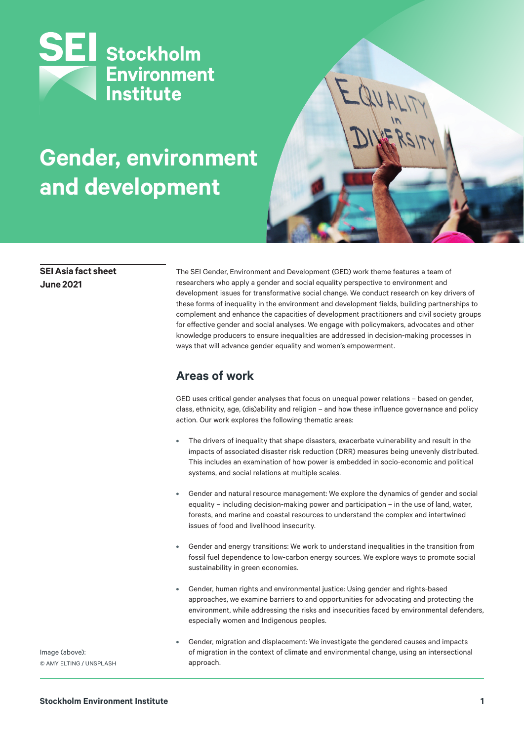SEI Stockholm Environment Institute

# Gender, environment and development

**SEI Asia fact sheet**
**June 2021**

The SEI Gender, Environment and Development (GED) work theme features a team of researchers who apply a gender and social equality perspective to environment and development issues for transformative social change. We conduct research on key drivers of these forms of inequality in the environment and development fields, building partnerships to complement and enhance the capacities of development practitioners and civil society groups for effective gender and social analyses. We engage with policymakers, advocates and other knowledge producers to ensure inequalities are addressed in decision-making processes in ways that will advance gender equality and women's empowerment.

## Areas of work

GED uses critical gender analyses that focus on unequal power relations – based on gender, class, ethnicity, age, (dis)ability and religion – and how these influence governance and policy action. Our work explores the following thematic areas:

- The drivers of inequality that shape disasters, exacerbate vulnerability and result in the impacts of associated disaster risk reduction (DRR) measures being unevenly distributed. This includes an examination of how power is embedded in socio-economic and political systems, and social relations at multiple scales.
- Gender and natural resource management: We explore the dynamics of gender and social equality – including decision-making power and participation – in the use of land, water, forests, and marine and coastal resources to understand the complex and intertwined issues of food and livelihood insecurity.
- Gender and energy transitions: We work to understand inequalities in the transition from fossil fuel dependence to low-carbon energy sources. We explore ways to promote social sustainability in green economies.
- Gender, human rights and environmental justice: Using gender and rights-based approaches, we examine barriers to and opportunities for advocating and protecting the environment, while addressing the risks and insecurities faced by environmental defenders, especially women and Indigenous peoples.
- Gender, migration and displacement: We investigate the gendered causes and impacts of migration in the context of climate and environmental change, using an intersectional approach.

Image (above):
© AMY ELTING / UNSPLASH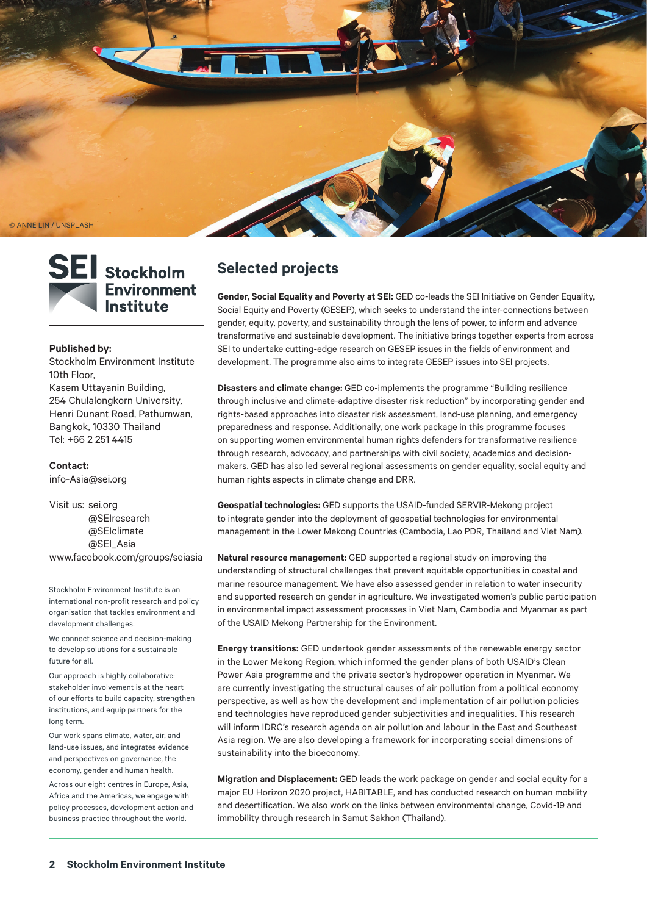© ANNE LIN / UNSPLASH

**Published by:**
Stockholm Environment Institute
10th Floor,
Kasem Uttayanin Building,
254 Chulalongkorn University,
Henri Dunant Road, Pathumwan,
Bangkok, 10330 Thailand
Tel: +66 2 251 4415

**Contact:**
info-Asia@sei.org

Visit us: sei.org
@SEIresearch
@SEIclimate
@SEI_Asia
www.facebook.com/groups/seiasia

Stockholm Environment Institute is an international non-profit research and policy organisation that tackles environment and development challenges.

We connect science and decision-making to develop solutions for a sustainable future for all.

Our approach is highly collaborative: stakeholder involvement is at the heart of our efforts to build capacity, strengthen institutions, and equip partners for the long term.

Our work spans climate, water, air, and land-use issues, and integrates evidence and perspectives on governance, the economy, gender and human health.

Across our eight centres in Europe, Asia, Africa and the Americas, we engage with policy processes, development action and business practice throughout the world.

## Selected projects

**Gender, Social Equality and Poverty at SEI:** GED co-leads the SEI Initiative on Gender Equality, Social Equity and Poverty (GESEP), which seeks to understand the inter-connections between gender, equity, poverty, and sustainability through the lens of power, to inform and advance transformative and sustainable development. The initiative brings together experts from across SEI to undertake cutting-edge research on GESEP issues in the fields of environment and development. The programme also aims to integrate GESEP issues into SEI projects.

**Disasters and climate change:** GED co-implements the programme "Building resilience through inclusive and climate-adaptive disaster risk reduction" by incorporating gender and rights-based approaches into disaster risk assessment, land-use planning, and emergency preparedness and response. Additionally, one work package in this programme focuses on supporting women environmental human rights defenders for transformative resilience through research, advocacy, and partnerships with civil society, academics and decision-makers. GED has also led several regional assessments on gender equality, social equity and human rights aspects in climate change and DRR.

**Geospatial technologies:** GED supports the USAID-funded SERVIR-Mekong project to integrate gender into the deployment of geospatial technologies for environmental management in the Lower Mekong Countries (Cambodia, Lao PDR, Thailand and Viet Nam).

**Natural resource management:** GED supported a regional study on improving the understanding of structural challenges that prevent equitable opportunities in coastal and marine resource management. We have also assessed gender in relation to water insecurity and supported research on gender in agriculture. We investigated women's public participation in environmental impact assessment processes in Viet Nam, Cambodia and Myanmar as part of the USAID Mekong Partnership for the Environment.

**Energy transitions:** GED undertook gender assessments of the renewable energy sector in the Lower Mekong Region, which informed the gender plans of both USAID's Clean Power Asia programme and the private sector's hydropower operation in Myanmar. We are currently investigating the structural causes of air pollution from a political economy perspective, as well as how the development and implementation of air pollution policies and technologies have reproduced gender subjectivities and inequalities. This research will inform IDRC's research agenda on air pollution and labour in the East and Southeast Asia region. We are also developing a framework for incorporating social dimensions of sustainability into the bioeconomy.

**Migration and Displacement:** GED leads the work package on gender and social equity for a major EU Horizon 2020 project, HABITABLE, and has conducted research on human mobility and desertification. We also work on the links between environmental change, Covid-19 and immobility through research in Samut Sakhon (Thailand).